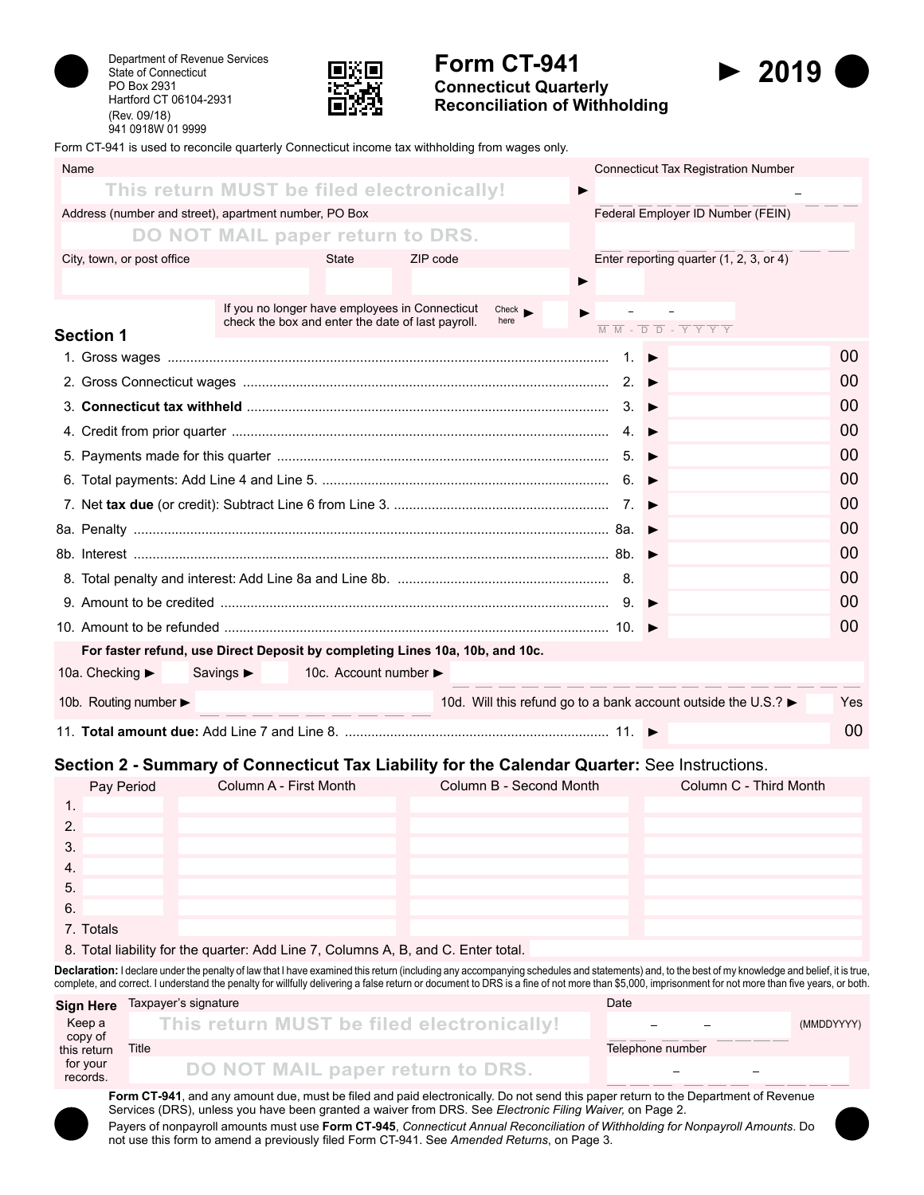Department of Revenue Services
State of Connecticut
PO Box 2931
Hartford CT 06104-2931
(Rev. 09/18)
941 0918W 01 9999

# Form CT-941

## Connecticut Quarterly Reconciliation of Withholding

**2019**

Form CT-941 is used to reconcile quarterly Connecticut income tax withholding from wages only.

| Name | Connecticut Tax Registration Number |
|---|---|
| This return MUST be filed electronically! | |
| Address (number and street), apartment number, PO Box | Federal Employer ID Number (FEIN) |
| DO NOT MAIL paper return to DRS. | |
| City, town, or post office / State / ZIP code | Enter reporting quarter (1, 2, 3, or 4) |

If you no longer have employees in Connecticut check the box and enter the date of last payroll. Check here ► ► MM - DD - YYYY

## Section 1

| Line | Description | Amount |
|---|---|---|
| 1. | Gross wages | 00 |
| 2. | Gross Connecticut wages | 00 |
| 3. | **Connecticut tax withheld** | 00 |
| 4. | Credit from prior quarter | 00 |
| 5. | Payments made for this quarter | 00 |
| 6. | Total payments: Add Line 4 and Line 5. | 00 |
| 7. | Net **tax due** (or credit): Subtract Line 6 from Line 3. | 00 |
| 8a. | Penalty | 00 |
| 8b. | Interest | 00 |
| 8. | Total penalty and interest: Add Line 8a and Line 8b. | 00 |
| 9. | Amount to be credited | 00 |
| 10. | Amount to be refunded | 00 |

**For faster refund, use Direct Deposit by completing Lines 10a, 10b, and 10c.**

10a. Checking ► Savings ► 10c. Account number ►

10b. Routing number ► 10d. Will this refund go to a bank account outside the U.S.? ► Yes

| 11. | **Total amount due:** Add Line 7 and Line 8. | 00 |
|---|---|---|

## Section 2 - Summary of Connecticut Tax Liability for the Calendar Quarter: See Instructions.

| | Pay Period | Column A - First Month | Column B - Second Month | Column C - Third Month |
|---|---|---|---|---|
| 1. | | | | |
| 2. | | | | |
| 3. | | | | |
| 4. | | | | |
| 5. | | | | |
| 6. | | | | |
| 7. Totals | | | | |

8. Total liability for the quarter: Add Line 7, Columns A, B, and C. Enter total.

**Declaration:** I declare under the penalty of law that I have examined this return (including any accompanying schedules and statements) and, to the best of my knowledge and belief, it is true, complete, and correct. I understand the penalty for willfully delivering a false return or document to DRS is a fine of not more than $5,000, imprisonment for not more than five years, or both.

| **Sign Here** Keep a copy of this return for your records. | Taxpayer's signature: This return MUST be filed electronically! | Date (MMDDYYYY) |
|---|---|---|
| | Title: DO NOT MAIL paper return to DRS. | Telephone number |

**Form CT-941**, and any amount due, must be filed and paid electronically. Do not send this paper return to the Department of Revenue Services (DRS), unless you have been granted a waiver from DRS. See *Electronic Filing Waiver,* on Page 2.

Payers of nonpayroll amounts must use **Form CT-945**, *Connecticut Annual Reconciliation of Withholding for Nonpayroll Amounts*. Do not use this form to amend a previously filed Form CT-941. See *Amended Returns*, on Page 3.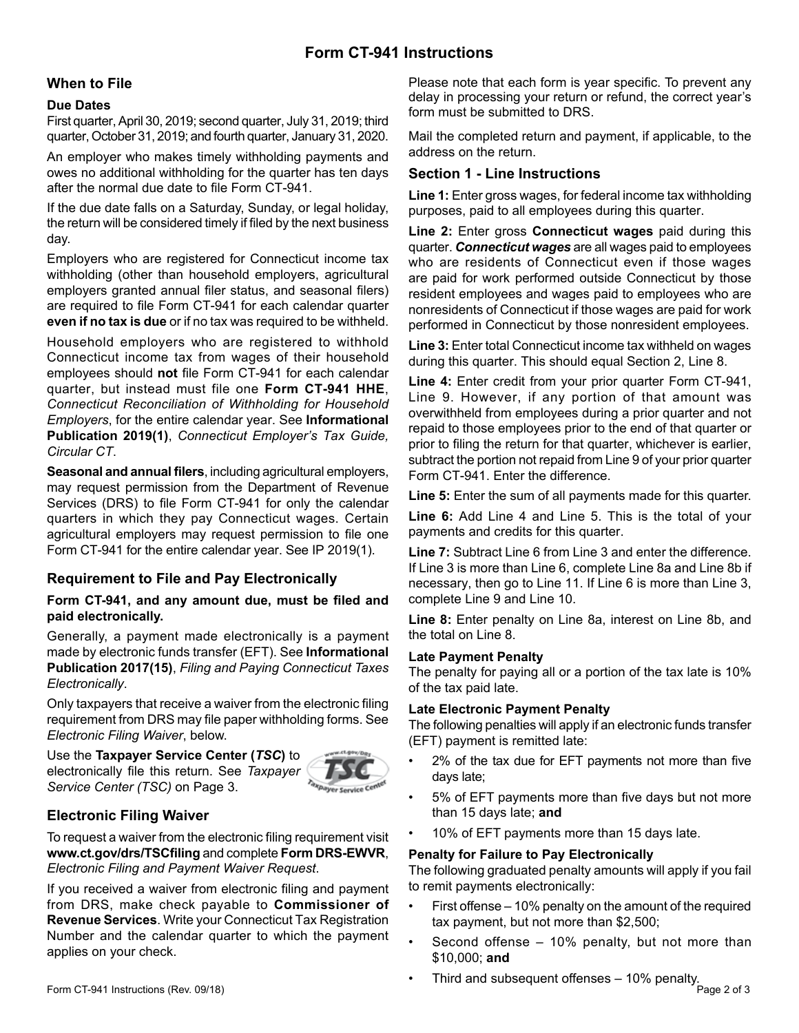# Form CT-941 Instructions

## When to File

### Due Dates

First quarter, April 30, 2019; second quarter, July 31, 2019; third quarter, October 31, 2019; and fourth quarter, January 31, 2020.

An employer who makes timely withholding payments and owes no additional withholding for the quarter has ten days after the normal due date to file Form CT-941.

If the due date falls on a Saturday, Sunday, or legal holiday, the return will be considered timely if filed by the next business day.

Employers who are registered for Connecticut income tax withholding (other than household employers, agricultural employers granted annual filer status, and seasonal filers) are required to file Form CT-941 for each calendar quarter **even if no tax is due** or if no tax was required to be withheld.

Household employers who are registered to withhold Connecticut income tax from wages of their household employees should **not** file Form CT-941 for each calendar quarter, but instead must file one **Form CT-941 HHE**, *Connecticut Reconciliation of Withholding for Household Employers*, for the entire calendar year. See **Informational Publication 2019(1)**, *Connecticut Employer's Tax Guide, Circular CT*.

**Seasonal and annual filers**, including agricultural employers, may request permission from the Department of Revenue Services (DRS) to file Form CT-941 for only the calendar quarters in which they pay Connecticut wages. Certain agricultural employers may request permission to file one Form CT-941 for the entire calendar year. See IP 2019(1).

## Requirement to File and Pay Electronically

**Form CT-941, and any amount due, must be filed and paid electronically.**

Generally, a payment made electronically is a payment made by electronic funds transfer (EFT). See **Informational Publication 2017(15)**, *Filing and Paying Connecticut Taxes Electronically*.

Only taxpayers that receive a waiver from the electronic filing requirement from DRS may file paper withholding forms. See *Electronic Filing Waiver*, below.

Use the **Taxpayer Service Center (*TSC*)** to electronically file this return. See *Taxpayer Service Center (TSC)* on Page 3.

## Electronic Filing Waiver

To request a waiver from the electronic filing requirement visit **www.ct.gov/drs/TSCfiling** and complete **Form DRS-EWVR**, *Electronic Filing and Payment Waiver Request*.

If you received a waiver from electronic filing and payment from DRS, make check payable to **Commissioner of Revenue Services**. Write your Connecticut Tax Registration Number and the calendar quarter to which the payment applies on your check.

Please note that each form is year specific. To prevent any delay in processing your return or refund, the correct year's form must be submitted to DRS.

Mail the completed return and payment, if applicable, to the address on the return.

## Section 1 - Line Instructions

**Line 1:** Enter gross wages, for federal income tax withholding purposes, paid to all employees during this quarter.

**Line 2:** Enter gross **Connecticut wages** paid during this quarter. ***Connecticut wages*** are all wages paid to employees who are residents of Connecticut even if those wages are paid for work performed outside Connecticut by those resident employees and wages paid to employees who are nonresidents of Connecticut if those wages are paid for work performed in Connecticut by those nonresident employees.

**Line 3:** Enter total Connecticut income tax withheld on wages during this quarter. This should equal Section 2, Line 8.

**Line 4:** Enter credit from your prior quarter Form CT-941, Line 9. However, if any portion of that amount was overwithheld from employees during a prior quarter and not repaid to those employees prior to the end of that quarter or prior to filing the return for that quarter, whichever is earlier, subtract the portion not repaid from Line 9 of your prior quarter Form CT-941. Enter the difference.

**Line 5:** Enter the sum of all payments made for this quarter.

**Line 6:** Add Line 4 and Line 5. This is the total of your payments and credits for this quarter.

**Line 7:** Subtract Line 6 from Line 3 and enter the difference. If Line 3 is more than Line 6, complete Line 8a and Line 8b if necessary, then go to Line 11. If Line 6 is more than Line 3, complete Line 9 and Line 10.

**Line 8:** Enter penalty on Line 8a, interest on Line 8b, and the total on Line 8.

### Late Payment Penalty

The penalty for paying all or a portion of the tax late is 10% of the tax paid late.

### Late Electronic Payment Penalty

The following penalties will apply if an electronic funds transfer (EFT) payment is remitted late:

- 2% of the tax due for EFT payments not more than five days late;
- 5% of EFT payments more than five days but not more than 15 days late; **and**
- 10% of EFT payments more than 15 days late.

### Penalty for Failure to Pay Electronically

The following graduated penalty amounts will apply if you fail to remit payments electronically:

- First offense – 10% penalty on the amount of the required tax payment, but not more than $2,500;
- Second offense – 10% penalty, but not more than $10,000; **and**
- Third and subsequent offenses – 10% penalty.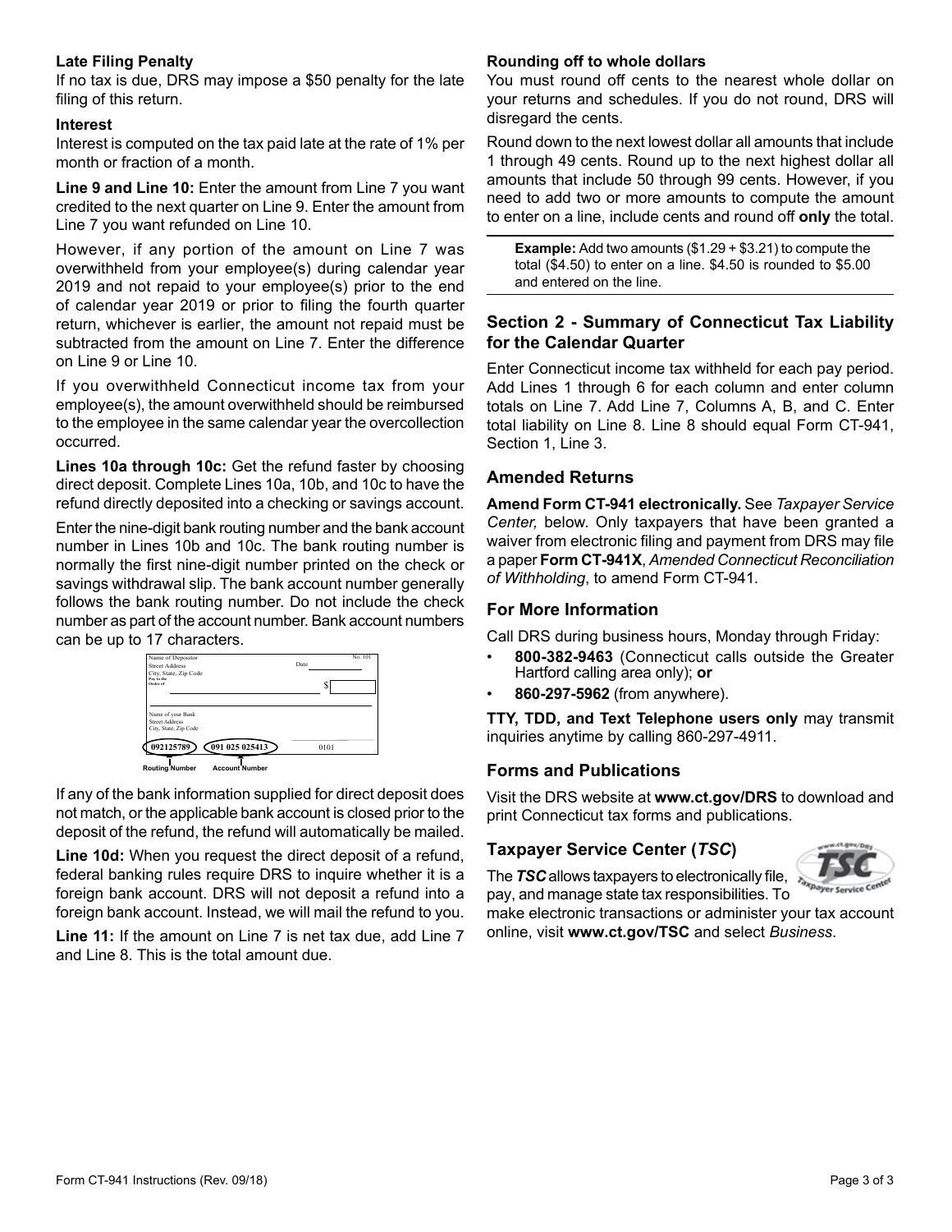**Late Filing Penalty**

If no tax is due, DRS may impose a $50 penalty for the late filing of this return.

**Interest**

Interest is computed on the tax paid late at the rate of 1% per month or fraction of a month.

**Line 9 and Line 10:** Enter the amount from Line 7 you want credited to the next quarter on Line 9. Enter the amount from Line 7 you want refunded on Line 10.

However, if any portion of the amount on Line 7 was overwithheld from your employee(s) during calendar year 2019 and not repaid to your employee(s) prior to the end of calendar year 2019 or prior to filing the fourth quarter return, whichever is earlier, the amount not repaid must be subtracted from the amount on Line 7. Enter the difference on Line 9 or Line 10.

If you overwithheld Connecticut income tax from your employee(s), the amount overwithheld should be reimbursed to the employee in the same calendar year the overcollection occurred.

**Lines 10a through 10c:** Get the refund faster by choosing direct deposit. Complete Lines 10a, 10b, and 10c to have the refund directly deposited into a checking or savings account.

Enter the nine-digit bank routing number and the bank account number in Lines 10b and 10c. The bank routing number is normally the first nine-digit number printed on the check or savings withdrawal slip. The bank account number generally follows the bank routing number. Do not include the check number as part of the account number. Bank account numbers can be up to 17 characters.

Name of Depositor
Street Address
City, State, Zip Code
No. 101
Date
Pay to the Order of
$
Name of your Bank
Street Address
City, State, Zip Code
092125789
091 025 025413
0101
Routing Number
Account Number

If any of the bank information supplied for direct deposit does not match, or the applicable bank account is closed prior to the deposit of the refund, the refund will automatically be mailed.

**Line 10d:** When you request the direct deposit of a refund, federal banking rules require DRS to inquire whether it is a foreign bank account. DRS will not deposit a refund into a foreign bank account. Instead, we will mail the refund to you.

**Line 11:** If the amount on Line 7 is net tax due, add Line 7 and Line 8. This is the total amount due.

**Rounding off to whole dollars**

You must round off cents to the nearest whole dollar on your returns and schedules. If you do not round, DRS will disregard the cents.

Round down to the next lowest dollar all amounts that include 1 through 49 cents. Round up to the next highest dollar all amounts that include 50 through 99 cents. However, if you need to add two or more amounts to compute the amount to enter on a line, include cents and round off **only** the total.

**Example:** Add two amounts ($1.29 + $3.21) to compute the total ($4.50) to enter on a line. $4.50 is rounded to $5.00 and entered on the line.

## Section 2 - Summary of Connecticut Tax Liability for the Calendar Quarter

Enter Connecticut income tax withheld for each pay period. Add Lines 1 through 6 for each column and enter column totals on Line 7. Add Line 7, Columns A, B, and C. Enter total liability on Line 8. Line 8 should equal Form CT-941, Section 1, Line 3.

## Amended Returns

**Amend Form CT-941 electronically.** See *Taxpayer Service Center,* below. Only taxpayers that have been granted a waiver from electronic filing and payment from DRS may file a paper **Form CT-941X**, *Amended Connecticut Reconciliation of Withholding*, to amend Form CT-941.

## For More Information

Call DRS during business hours, Monday through Friday:

- **800-382-9463** (Connecticut calls outside the Greater Hartford calling area only); **or**
- **860-297-5962** (from anywhere).

**TTY, TDD, and Text Telephone users only** may transmit inquiries anytime by calling 860-297-4911.

## Forms and Publications

Visit the DRS website at **www.ct.gov/DRS** to download and print Connecticut tax forms and publications.

## Taxpayer Service Center (*TSC*)

The ***TSC*** allows taxpayers to electronically file, pay, and manage state tax responsibilities. To make electronic transactions or administer your tax account online, visit **www.ct.gov/TSC** and select *Business*.